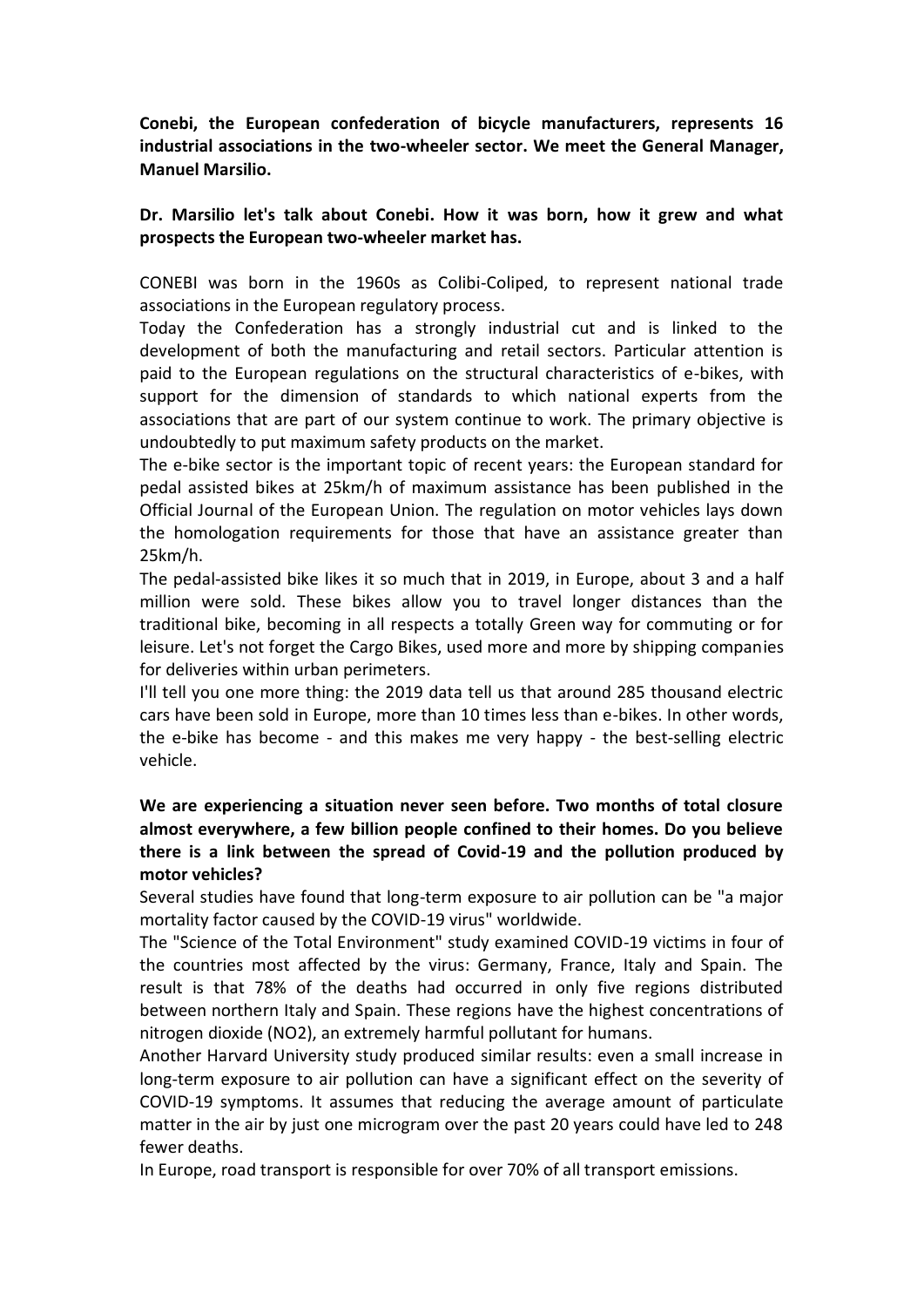**Conebi, the European confederation of bicycle manufacturers, represents 16 industrial associations in the two-wheeler sector. We meet the General Manager, Manuel Marsilio.**

**Dr. Marsilio let's talk about Conebi. How it was born, how it grew and what prospects the European two-wheeler market has.**

CONEBI was born in the 1960s as Colibi-Coliped, to represent national trade associations in the European regulatory process.

Today the Confederation has a strongly industrial cut and is linked to the development of both the manufacturing and retail sectors. Particular attention is paid to the European regulations on the structural characteristics of e-bikes, with support for the dimension of standards to which national experts from the associations that are part of our system continue to work. The primary objective is undoubtedly to put maximum safety products on the market.

The e-bike sector is the important topic of recent years: the European standard for pedal assisted bikes at 25km/h of maximum assistance has been published in the Official Journal of the European Union. The regulation on motor vehicles lays down the homologation requirements for those that have an assistance greater than 25km/h.

The pedal-assisted bike likes it so much that in 2019, in Europe, about 3 and a half million were sold. These bikes allow you to travel longer distances than the traditional bike, becoming in all respects a totally Green way for commuting or for leisure. Let's not forget the Cargo Bikes, used more and more by shipping companies for deliveries within urban perimeters.

I'll tell you one more thing: the 2019 data tell us that around 285 thousand electric cars have been sold in Europe, more than 10 times less than e-bikes. In other words, the e-bike has become - and this makes me very happy - the best-selling electric vehicle.

**We are experiencing a situation never seen before. Two months of total closure almost everywhere, a few billion people confined to their homes. Do you believe there is a link between the spread of Covid-19 and the pollution produced by motor vehicles?**

Several studies have found that long-term exposure to air pollution can be "a major mortality factor caused by the COVID-19 virus" worldwide.

The "Science of the Total Environment" study examined COVID-19 victims in four of the countries most affected by the virus: Germany, France, Italy and Spain. The result is that 78% of the deaths had occurred in only five regions distributed between northern Italy and Spain. These regions have the highest concentrations of nitrogen dioxide ($NO_2$), an extremely harmful pollutant for humans.

Another Harvard University study produced similar results: even a small increase in long-term exposure to air pollution can have a significant effect on the severity of COVID-19 symptoms. It assumes that reducing the average amount of particulate matter in the air by just one microgram over the past 20 years could have led to 248 fewer deaths.

In Europe, road transport is responsible for over 70% of all transport emissions.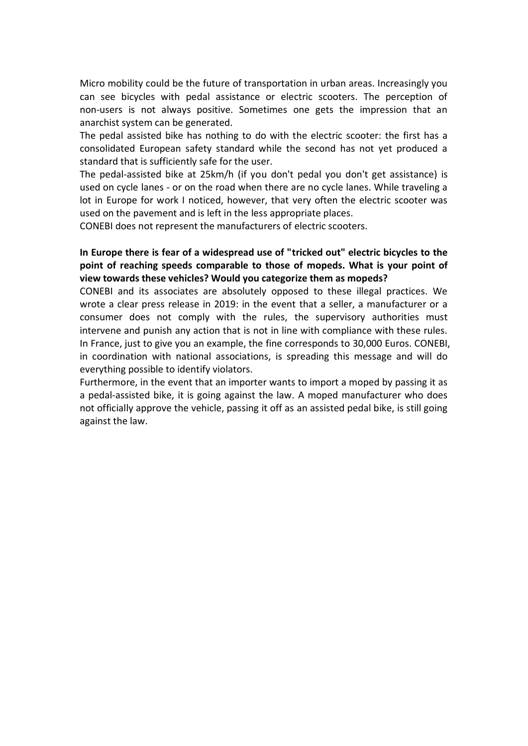Micro mobility could be the future of transportation in urban areas. Increasingly you can see bicycles with pedal assistance or electric scooters. The perception of non-users is not always positive. Sometimes one gets the impression that an anarchist system can be generated.

The pedal assisted bike has nothing to do with the electric scooter: the first has a consolidated European safety standard while the second has not yet produced a standard that is sufficiently safe for the user.

The pedal-assisted bike at 25km/h (if you don't pedal you don't get assistance) is used on cycle lanes - or on the road when there are no cycle lanes. While traveling a lot in Europe for work I noticed, however, that very often the electric scooter was used on the pavement and is left in the less appropriate places.

CONEBI does not represent the manufacturers of electric scooters.

**In Europe there is fear of a widespread use of "tricked out" electric bicycles to the point of reaching speeds comparable to those of mopeds. What is your point of view towards these vehicles? Would you categorize them as mopeds?**

CONEBI and its associates are absolutely opposed to these illegal practices. We wrote a clear press release in 2019: in the event that a seller, a manufacturer or a consumer does not comply with the rules, the supervisory authorities must intervene and punish any action that is not in line with compliance with these rules. In France, just to give you an example, the fine corresponds to 30,000 Euros. CONEBI, in coordination with national associations, is spreading this message and will do everything possible to identify violators.

Furthermore, in the event that an importer wants to import a moped by passing it as a pedal-assisted bike, it is going against the law. A moped manufacturer who does not officially approve the vehicle, passing it off as an assisted pedal bike, is still going against the law.